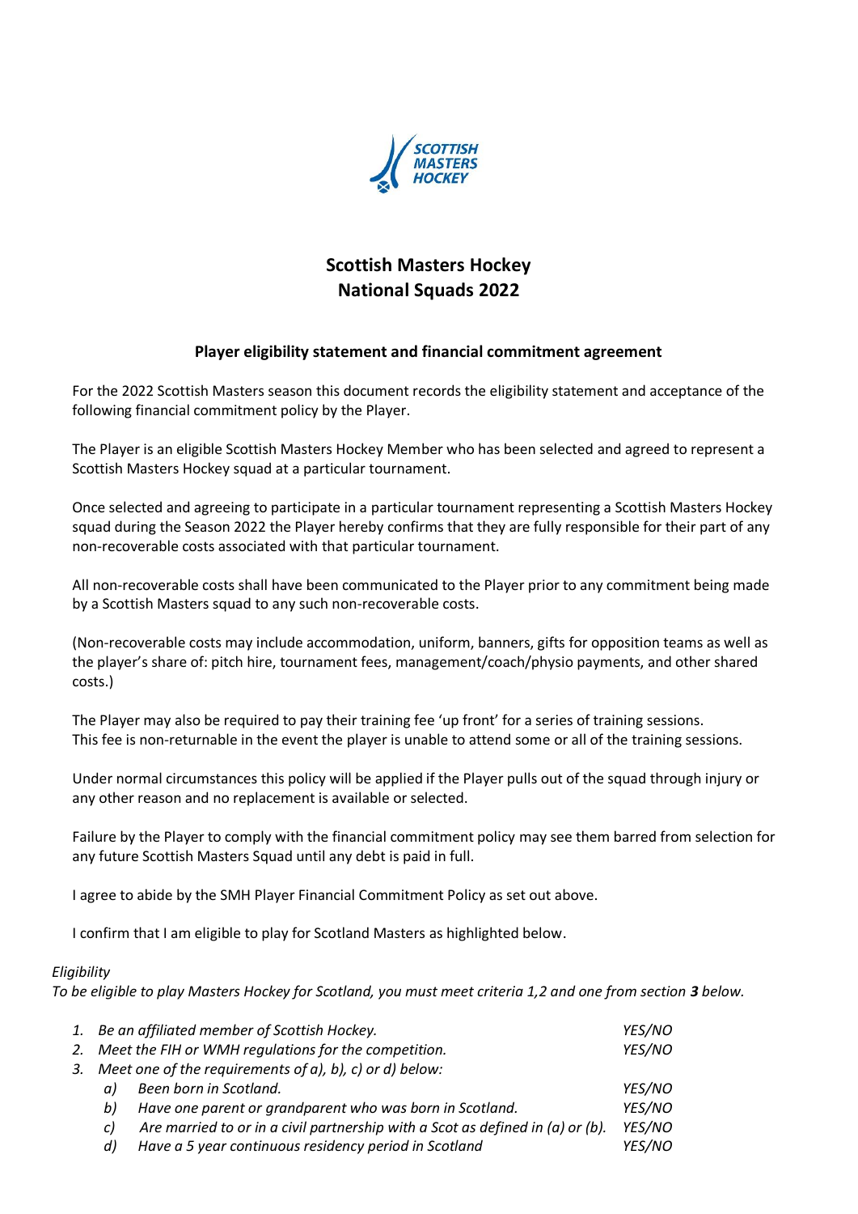# Scottish Masters Hockey
# National Squads 2022

## Player eligibility statement and financial commitment agreement

For the 2022 Scottish Masters season this document records the eligibility statement and acceptance of the following financial commitment policy by the Player.

The Player is an eligible Scottish Masters Hockey Member who has been selected and agreed to represent a Scottish Masters Hockey squad at a particular tournament.

Once selected and agreeing to participate in a particular tournament representing a Scottish Masters Hockey squad during the Season 2022 the Player hereby confirms that they are fully responsible for their part of any non-recoverable costs associated with that particular tournament.

All non-recoverable costs shall have been communicated to the Player prior to any commitment being made by a Scottish Masters squad to any such non-recoverable costs.

(Non-recoverable costs may include accommodation, uniform, banners, gifts for opposition teams as well as the player's share of: pitch hire, tournament fees, management/coach/physio payments, and other shared costs.)

The Player may also be required to pay their training fee 'up front' for a series of training sessions. This fee is non-returnable in the event the player is unable to attend some or all of the training sessions.

Under normal circumstances this policy will be applied if the Player pulls out of the squad through injury or any other reason and no replacement is available or selected.

Failure by the Player to comply with the financial commitment policy may see them barred from selection for any future Scottish Masters Squad until any debt is paid in full.

I agree to abide by the SMH Player Financial Commitment Policy as set out above.

I confirm that I am eligible to play for Scotland Masters as highlighted below.

*Eligibility*

*To be eligible to play Masters Hockey for Scotland, you must meet criteria 1,2 and one from section **3** below.*

1. *Be an affiliated member of Scottish Hockey.* *YES/NO*
2. *Meet the FIH or WMH regulations for the competition.* *YES/NO*
3. *Meet one of the requirements of a), b), c) or d) below:*
   - a) *Been born in Scotland.* *YES/NO*
   - b) *Have one parent or grandparent who was born in Scotland.* *YES/NO*
   - c) *Are married to or in a civil partnership with a Scot as defined in (a) or (b).* *YES/NO*
   - d) *Have a 5 year continuous residency period in Scotland* *YES/NO*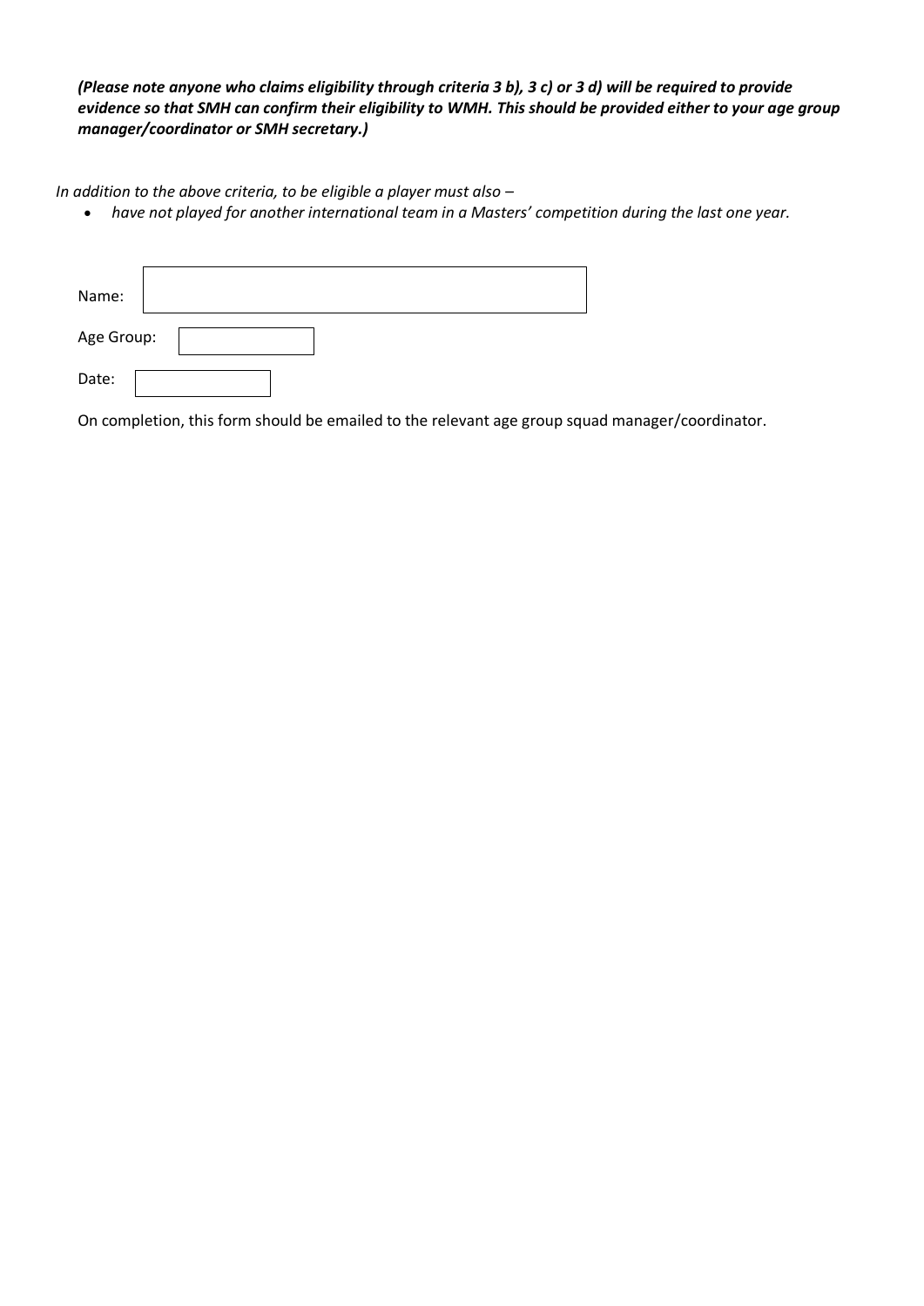***(Please note anyone who claims eligibility through criteria 3 b), 3 c) or 3 d) will be required to provide evidence so that SMH can confirm their eligibility to WMH. This should be provided either to your age group manager/coordinator or SMH secretary.)***

*In addition to the above criteria, to be eligible a player must also –*

- *have not played for another international team in a Masters' competition during the last one year.*

Name:

Age Group:

Date:

On completion, this form should be emailed to the relevant age group squad manager/coordinator.